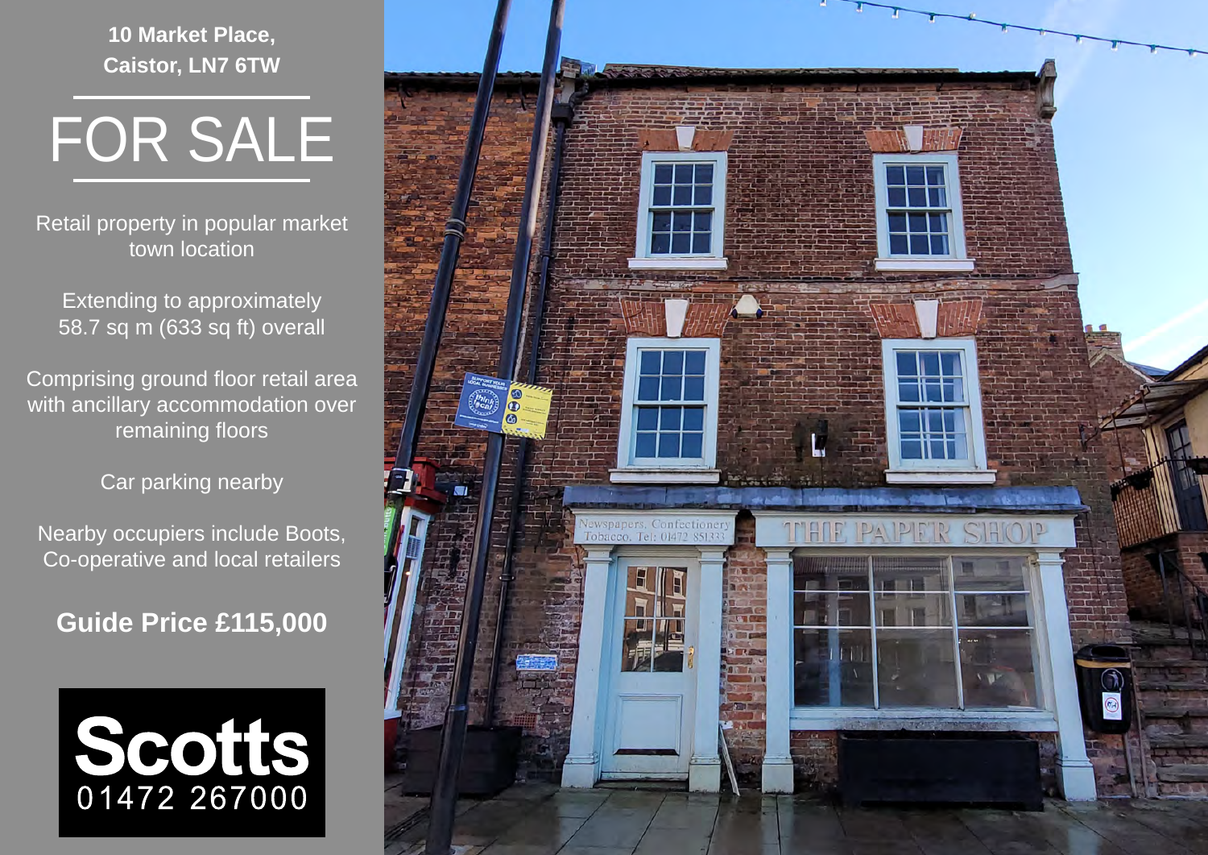**10 Market Place, Caistor, LN7 6TW**

# FOR SALE

Retail property in popular market town location

Extending to approximately 58.7 sq m (633 sq ft) overall

Comprising ground floor retail area with ancillary accommodation over remaining floors

Car parking nearby

Nearby occupiers include Boots, Co-operative and local retailers

**Guide Price £115,000**

**Scotts**
01472 267000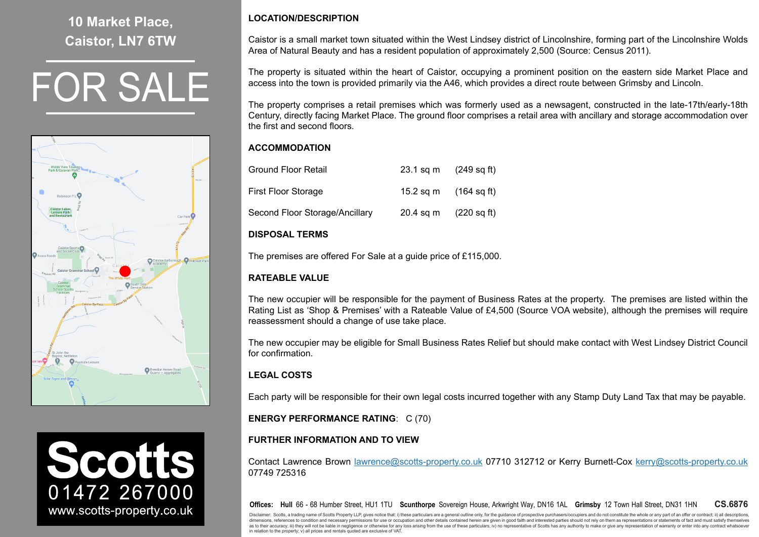# 10 Market Place, Caistor, LN7 6TW

# FOR SALE

**Scotts**
01472 267000
www.scotts-property.co.uk

## LOCATION/DESCRIPTION

Caistor is a small market town situated within the West Lindsey district of Lincolnshire, forming part of the Lincolnshire Wolds Area of Natural Beauty and has a resident population of approximately 2,500 (Source: Census 2011).

The property is situated within the heart of Caistor, occupying a prominent position on the eastern side Market Place and access into the town is provided primarily via the A46, which provides a direct route between Grimsby and Lincoln.

The property comprises a retail premises which was formerly used as a newsagent, constructed in the late-17th/early-18th Century, directly facing Market Place. The ground floor comprises a retail area with ancillary and storage accommodation over the first and second floors.

## ACCOMMODATION

| | | |
|---|---|---|
| Ground Floor Retail | 23.1 sq m | (249 sq ft) |
| First Floor Storage | 15.2 sq m | (164 sq ft) |
| Second Floor Storage/Ancillary | 20.4 sq m | (220 sq ft) |

## DISPOSAL TERMS

The premises are offered For Sale at a guide price of £115,000.

## RATEABLE VALUE

The new occupier will be responsible for the payment of Business Rates at the property. The premises are listed within the Rating List as 'Shop & Premises' with a Rateable Value of £4,500 (Source VOA website), although the premises will require reassessment should a change of use take place.

The new occupier may be eligible for Small Business Rates Relief but should make contact with West Lindsey District Council for confirmation.

## LEGAL COSTS

Each party will be responsible for their own legal costs incurred together with any Stamp Duty Land Tax that may be payable.

**ENERGY PERFORMANCE RATING**: C (70)

## FURTHER INFORMATION AND TO VIEW

Contact Lawrence Brown lawrence@scotts-property.co.uk 07710 312712 or Kerry Burnett-Cox kerry@scotts-property.co.uk 07749 725316

**Offices:** **Hull** 66 - 68 Humber Street, HU1 1TU **Scunthorpe** Sovereign House, Arkwright Way, DN16 1AL **Grimsby** 12 Town Hall Street, DN31 1HN **CS.6876**

Disclaimer: Scotts, a trading name of Scotts Property LLP, gives notice that: i) these particulars are a general outline only, for the guidance of prospective purchasers/occupiers and do not constitute the whole or any part of an offer or contract; ii) all descriptions, dimensions, references to condition and necessary permissions for use or occupation and other details contained herein are given in good faith and interested parties should not rely on them as representations or statements of fact and must satisfy themselves as to their accuracy; iii) they will not be liable in negligence or otherwise for any loss arising from the use of these particulars; iv) no representative of Scotts has any authority to make or give any representation of warranty or enter into any contract whatsoever in relation to the property; v) all prices and rentals quoted are exclusive of VAT.